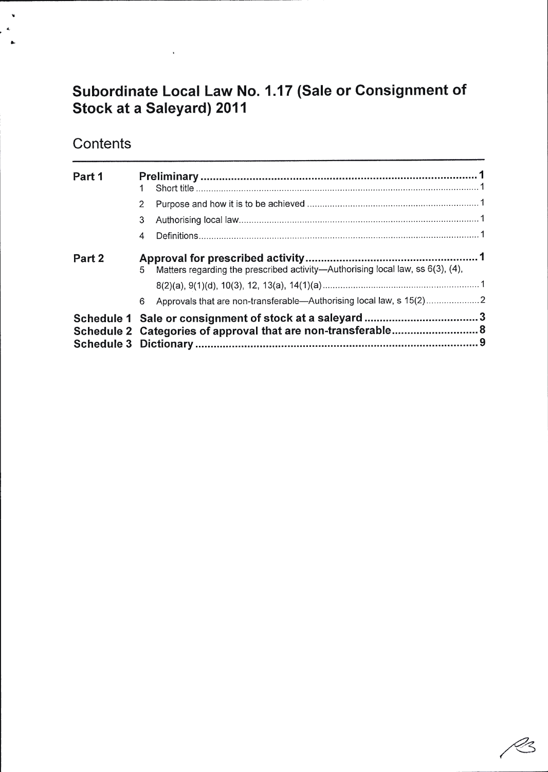# Subordinate Local Law No. 1.17 (Sale or Consignment of Stock at a Saleyard) 2011

## Contents

| | | |
|---|---|---|
| **Part 1** | **Preliminary** | **1** |
| | 1 Short title | 1 |
| | 2 Purpose and how it is to be achieved | 1 |
| | 3 Authorising local law | 1 |
| | 4 Definitions | 1 |
| **Part 2** | **Approval for prescribed activity** | **1** |
| | 5 Matters regarding the prescribed activity—Authorising local law, ss 6(3), (4), 8(2)(a), 9(1)(d), 10(3), 12, 13(a), 14(1)(a) | 1 |
| | 6 Approvals that are non-transferable—Authorising local law, s 15(2) | 2 |
| **Schedule 1** | **Sale or consignment of stock at a saleyard** | **3** |
| **Schedule 2** | **Categories of approval that are non-transferable** | **8** |
| **Schedule 3** | **Dictionary** | **9** |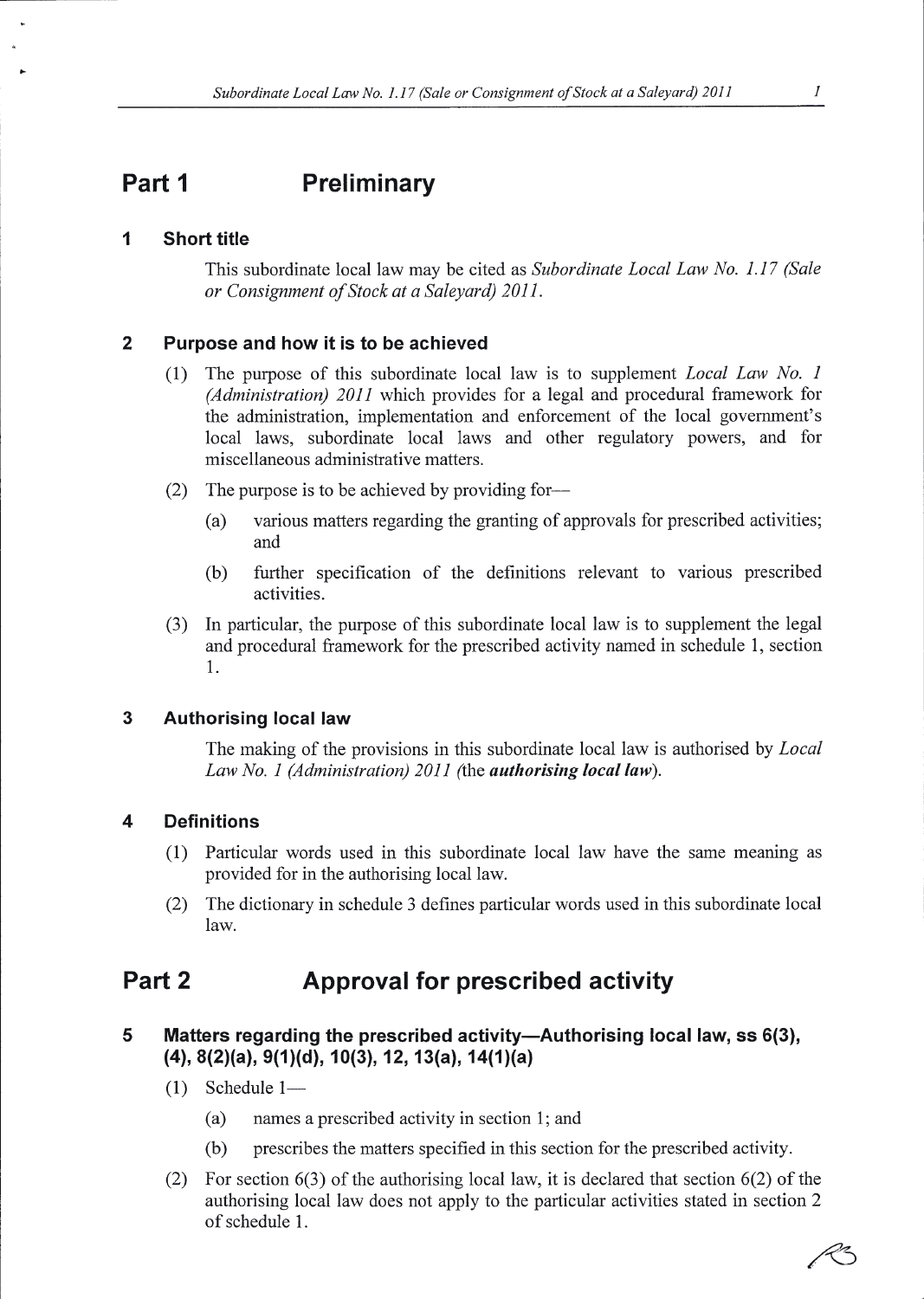# Part 1 Preliminary

## 1 Short title

This subordinate local law may be cited as *Subordinate Local Law No. 1.17 (Sale or Consignment of Stock at a Saleyard) 2011*.

## 2 Purpose and how it is to be achieved

(1) The purpose of this subordinate local law is to supplement *Local Law No. 1 (Administration) 2011* which provides for a legal and procedural framework for the administration, implementation and enforcement of the local government's local laws, subordinate local laws and other regulatory powers, and for miscellaneous administrative matters.

(2) The purpose is to be achieved by providing for—

- (a) various matters regarding the granting of approvals for prescribed activities; and
- (b) further specification of the definitions relevant to various prescribed activities.

(3) In particular, the purpose of this subordinate local law is to supplement the legal and procedural framework for the prescribed activity named in schedule 1, section 1.

## 3 Authorising local law

The making of the provisions in this subordinate local law is authorised by *Local Law No. 1 (Administration) 2011* (the ***authorising local law***).

## 4 Definitions

(1) Particular words used in this subordinate local law have the same meaning as provided for in the authorising local law.

(2) The dictionary in schedule 3 defines particular words used in this subordinate local law.

# Part 2 Approval for prescribed activity

## 5 Matters regarding the prescribed activity—Authorising local law, ss 6(3), (4), 8(2)(a), 9(1)(d), 10(3), 12, 13(a), 14(1)(a)

(1) Schedule 1—

- (a) names a prescribed activity in section 1; and
- (b) prescribes the matters specified in this section for the prescribed activity.

(2) For section 6(3) of the authorising local law, it is declared that section 6(2) of the authorising local law does not apply to the particular activities stated in section 2 of schedule 1.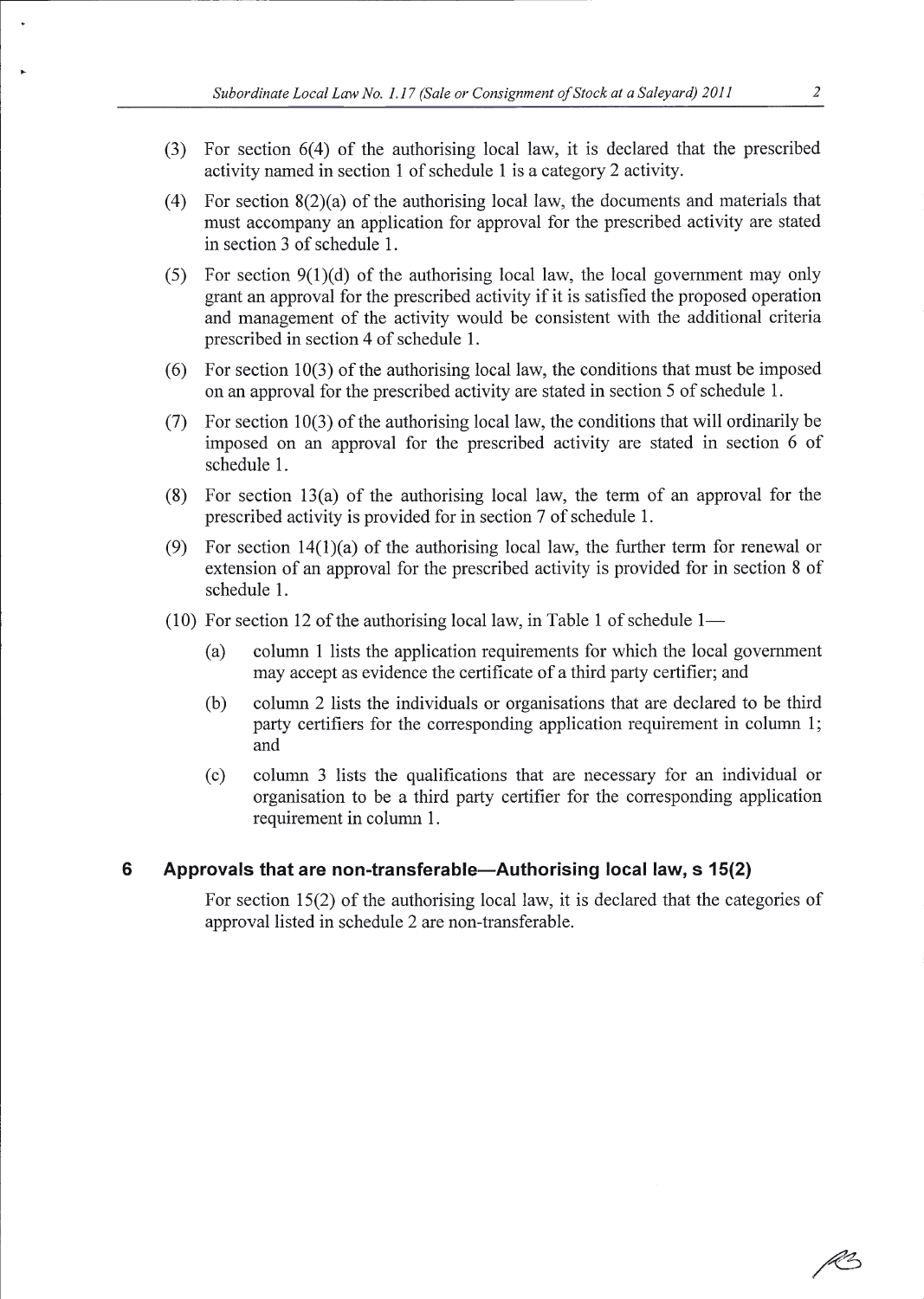(3) For section 6(4) of the authorising local law, it is declared that the prescribed activity named in section 1 of schedule 1 is a category 2 activity.

(4) For section 8(2)(a) of the authorising local law, the documents and materials that must accompany an application for approval for the prescribed activity are stated in section 3 of schedule 1.

(5) For section 9(1)(d) of the authorising local law, the local government may only grant an approval for the prescribed activity if it is satisfied the proposed operation and management of the activity would be consistent with the additional criteria prescribed in section 4 of schedule 1.

(6) For section 10(3) of the authorising local law, the conditions that must be imposed on an approval for the prescribed activity are stated in section 5 of schedule 1.

(7) For section 10(3) of the authorising local law, the conditions that will ordinarily be imposed on an approval for the prescribed activity are stated in section 6 of schedule 1.

(8) For section 13(a) of the authorising local law, the term of an approval for the prescribed activity is provided for in section 7 of schedule 1.

(9) For section 14(1)(a) of the authorising local law, the further term for renewal or extension of an approval for the prescribed activity is provided for in section 8 of schedule 1.

(10) For section 12 of the authorising local law, in Table 1 of schedule 1—

  (a) column 1 lists the application requirements for which the local government may accept as evidence the certificate of a third party certifier; and

  (b) column 2 lists the individuals or organisations that are declared to be third party certifiers for the corresponding application requirement in column 1; and

  (c) column 3 lists the qualifications that are necessary for an individual or organisation to be a third party certifier for the corresponding application requirement in column 1.

## 6 Approvals that are non-transferable—Authorising local law, s 15(2)

For section 15(2) of the authorising local law, it is declared that the categories of approval listed in schedule 2 are non-transferable.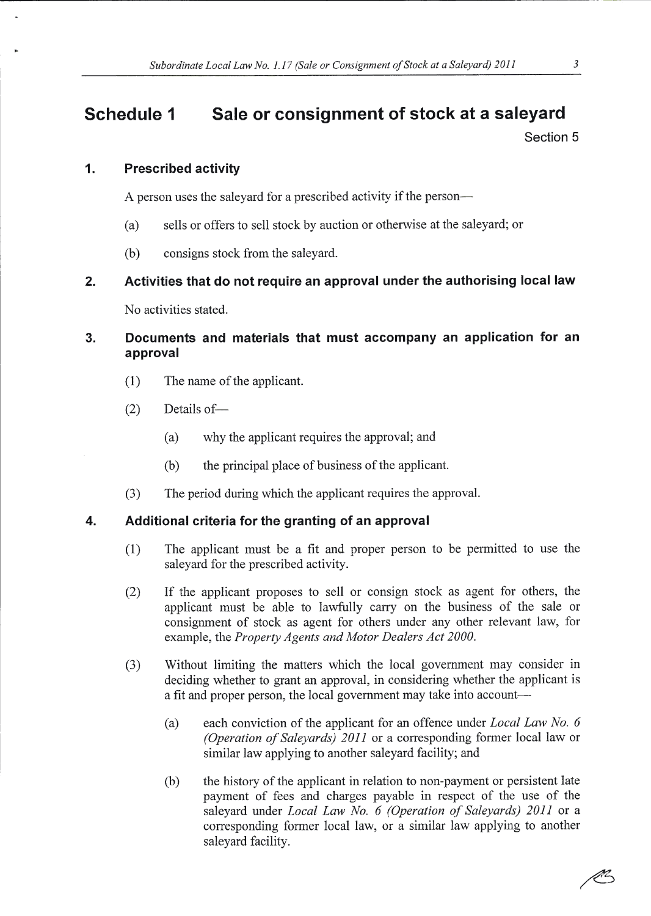# Schedule 1 Sale or consignment of stock at a saleyard

Section 5

## 1. Prescribed activity

A person uses the saleyard for a prescribed activity if the person—

(a) sells or offers to sell stock by auction or otherwise at the saleyard; or

(b) consigns stock from the saleyard.

## 2. Activities that do not require an approval under the authorising local law

No activities stated.

## 3. Documents and materials that must accompany an application for an approval

(1) The name of the applicant.

(2) Details of—

(a) why the applicant requires the approval; and

(b) the principal place of business of the applicant.

(3) The period during which the applicant requires the approval.

## 4. Additional criteria for the granting of an approval

(1) The applicant must be a fit and proper person to be permitted to use the saleyard for the prescribed activity.

(2) If the applicant proposes to sell or consign stock as agent for others, the applicant must be able to lawfully carry on the business of the sale or consignment of stock as agent for others under any other relevant law, for example, the *Property Agents and Motor Dealers Act 2000*.

(3) Without limiting the matters which the local government may consider in deciding whether to grant an approval, in considering whether the applicant is a fit and proper person, the local government may take into account—

(a) each conviction of the applicant for an offence under *Local Law No. 6 (Operation of Saleyards) 2011* or a corresponding former local law or similar law applying to another saleyard facility; and

(b) the history of the applicant in relation to non-payment or persistent late payment of fees and charges payable in respect of the use of the saleyard under *Local Law No. 6 (Operation of Saleyards) 2011* or a corresponding former local law, or a similar law applying to another saleyard facility.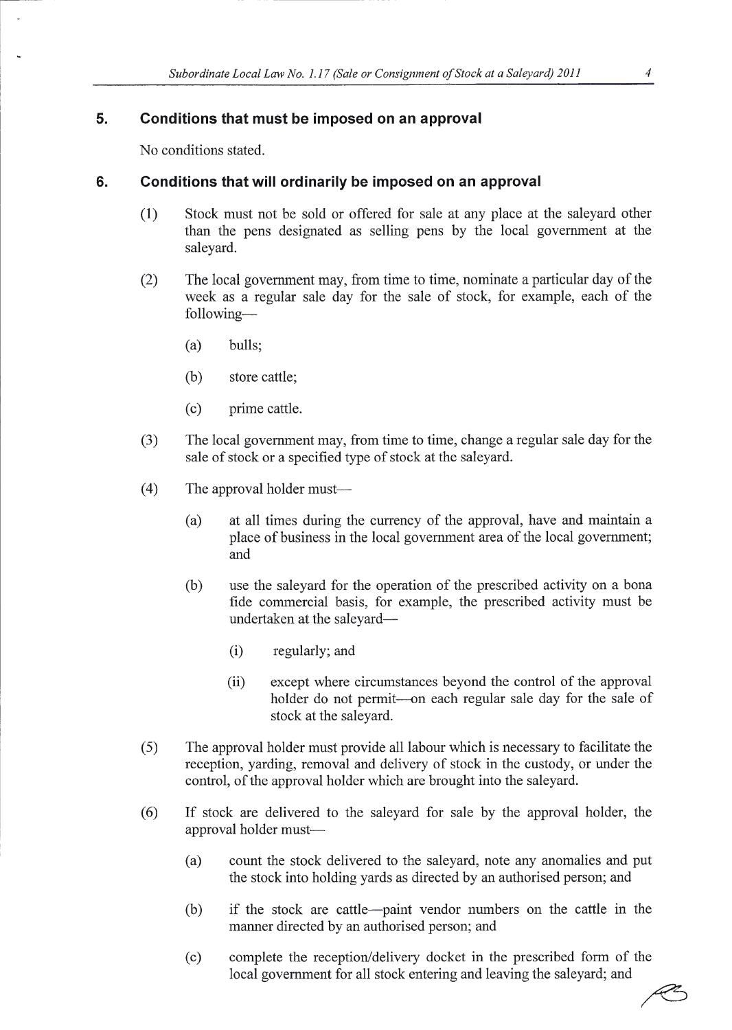## 5. Conditions that must be imposed on an approval

No conditions stated.

## 6. Conditions that will ordinarily be imposed on an approval

(1) Stock must not be sold or offered for sale at any place at the saleyard other than the pens designated as selling pens by the local government at the saleyard.

(2) The local government may, from time to time, nominate a particular day of the week as a regular sale day for the sale of stock, for example, each of the following—

- (a) bulls;
- (b) store cattle;
- (c) prime cattle.

(3) The local government may, from time to time, change a regular sale day for the sale of stock or a specified type of stock at the saleyard.

(4) The approval holder must—

- (a) at all times during the currency of the approval, have and maintain a place of business in the local government area of the local government; and
- (b) use the saleyard for the operation of the prescribed activity on a bona fide commercial basis, for example, the prescribed activity must be undertaken at the saleyard—
  - (i) regularly; and
  - (ii) except where circumstances beyond the control of the approval holder do not permit—on each regular sale day for the sale of stock at the saleyard.

(5) The approval holder must provide all labour which is necessary to facilitate the reception, yarding, removal and delivery of stock in the custody, or under the control, of the approval holder which are brought into the saleyard.

(6) If stock are delivered to the saleyard for sale by the approval holder, the approval holder must—

- (a) count the stock delivered to the saleyard, note any anomalies and put the stock into holding yards as directed by an authorised person; and
- (b) if the stock are cattle—paint vendor numbers on the cattle in the manner directed by an authorised person; and
- (c) complete the reception/delivery docket in the prescribed form of the local government for all stock entering and leaving the saleyard; and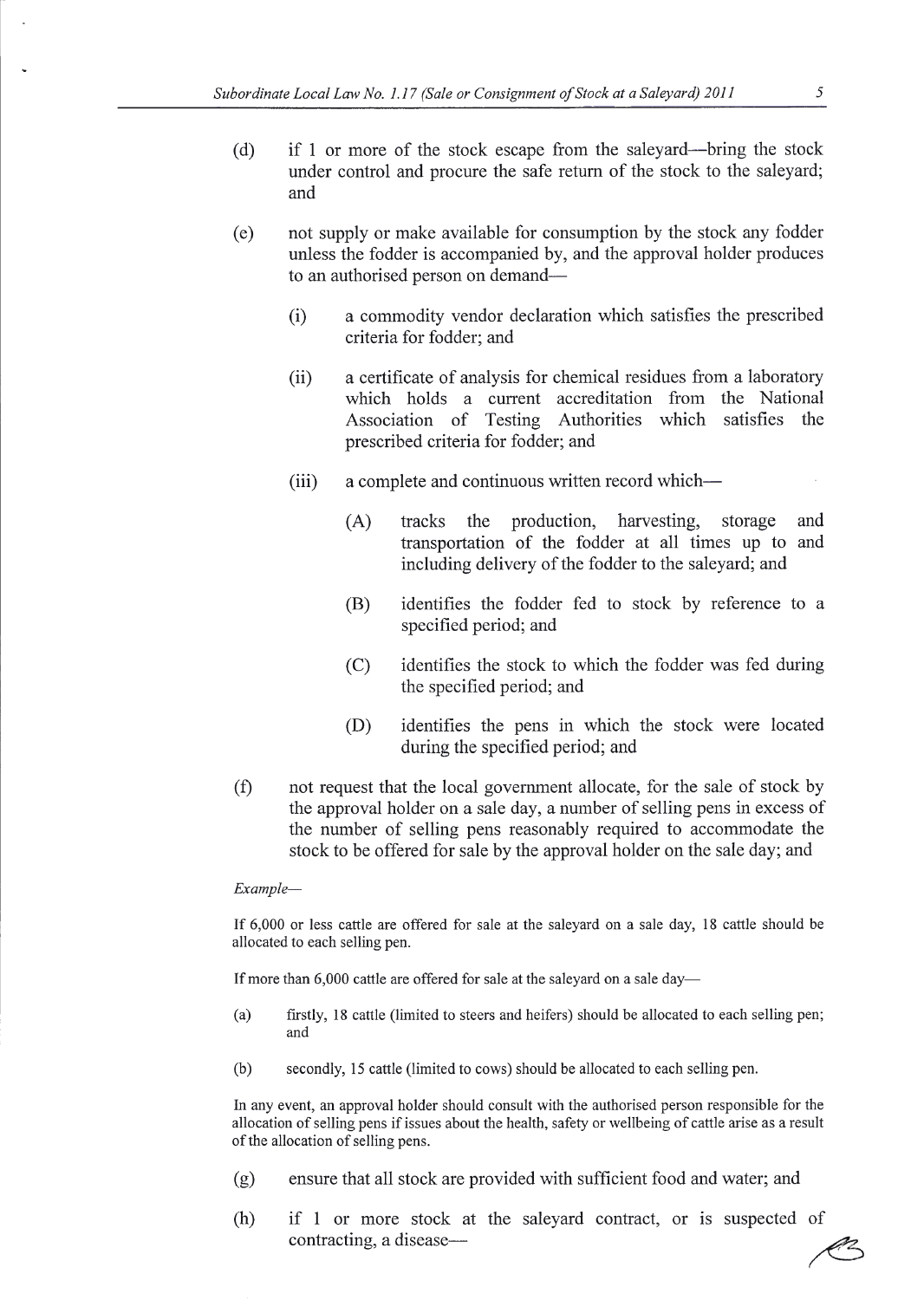(d) if 1 or more of the stock escape from the saleyard—bring the stock under control and procure the safe return of the stock to the saleyard; and

(e) not supply or make available for consumption by the stock any fodder unless the fodder is accompanied by, and the approval holder produces to an authorised person on demand—

  (i) a commodity vendor declaration which satisfies the prescribed criteria for fodder; and

  (ii) a certificate of analysis for chemical residues from a laboratory which holds a current accreditation from the National Association of Testing Authorities which satisfies the prescribed criteria for fodder; and

  (iii) a complete and continuous written record which—

    (A) tracks the production, harvesting, storage and transportation of the fodder at all times up to and including delivery of the fodder to the saleyard; and

    (B) identifies the fodder fed to stock by reference to a specified period; and

    (C) identifies the stock to which the fodder was fed during the specified period; and

    (D) identifies the pens in which the stock were located during the specified period; and

(f) not request that the local government allocate, for the sale of stock by the approval holder on a sale day, a number of selling pens in excess of the number of selling pens reasonably required to accommodate the stock to be offered for sale by the approval holder on the sale day; and

*Example—*

If 6,000 or less cattle are offered for sale at the saleyard on a sale day, 18 cattle should be allocated to each selling pen.

If more than 6,000 cattle are offered for sale at the saleyard on a sale day—

(a) firstly, 18 cattle (limited to steers and heifers) should be allocated to each selling pen; and

(b) secondly, 15 cattle (limited to cows) should be allocated to each selling pen.

In any event, an approval holder should consult with the authorised person responsible for the allocation of selling pens if issues about the health, safety or wellbeing of cattle arise as a result of the allocation of selling pens.

(g) ensure that all stock are provided with sufficient food and water; and

(h) if 1 or more stock at the saleyard contract, or is suspected of contracting, a disease—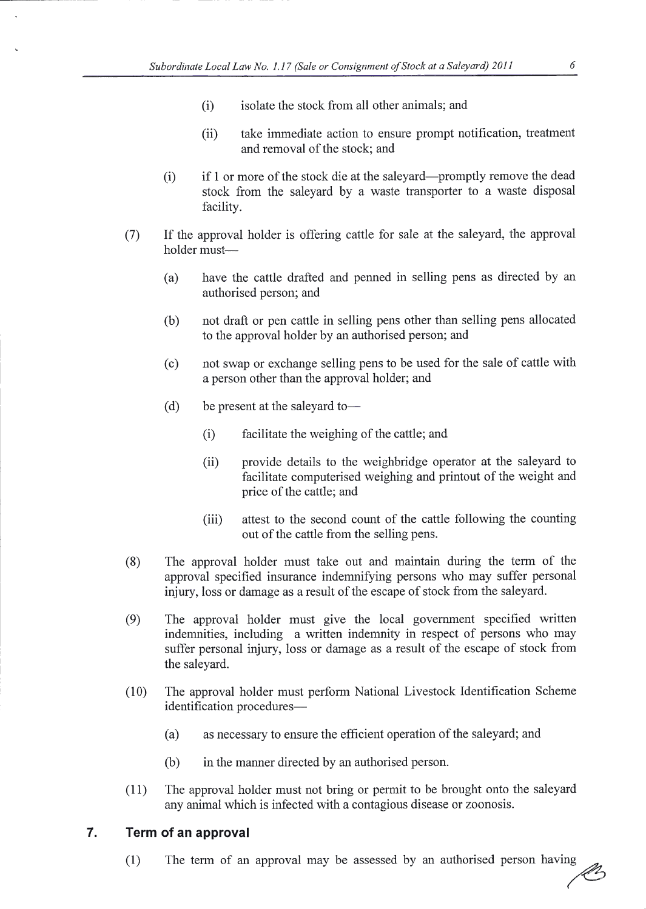(i) isolate the stock from all other animals; and

(ii) take immediate action to ensure prompt notification, treatment and removal of the stock; and

(i) if 1 or more of the stock die at the saleyard—promptly remove the dead stock from the saleyard by a waste transporter to a waste disposal facility.

(7) If the approval holder is offering cattle for sale at the saleyard, the approval holder must—

(a) have the cattle drafted and penned in selling pens as directed by an authorised person; and

(b) not draft or pen cattle in selling pens other than selling pens allocated to the approval holder by an authorised person; and

(c) not swap or exchange selling pens to be used for the sale of cattle with a person other than the approval holder; and

(d) be present at the saleyard to—

(i) facilitate the weighing of the cattle; and

(ii) provide details to the weighbridge operator at the saleyard to facilitate computerised weighing and printout of the weight and price of the cattle; and

(iii) attest to the second count of the cattle following the counting out of the cattle from the selling pens.

(8) The approval holder must take out and maintain during the term of the approval specified insurance indemnifying persons who may suffer personal injury, loss or damage as a result of the escape of stock from the saleyard.

(9) The approval holder must give the local government specified written indemnities, including a written indemnity in respect of persons who may suffer personal injury, loss or damage as a result of the escape of stock from the saleyard.

(10) The approval holder must perform National Livestock Identification Scheme identification procedures—

(a) as necessary to ensure the efficient operation of the saleyard; and

(b) in the manner directed by an authorised person.

(11) The approval holder must not bring or permit to be brought onto the saleyard any animal which is infected with a contagious disease or zoonosis.

## 7. Term of an approval

(1) The term of an approval may be assessed by an authorised person having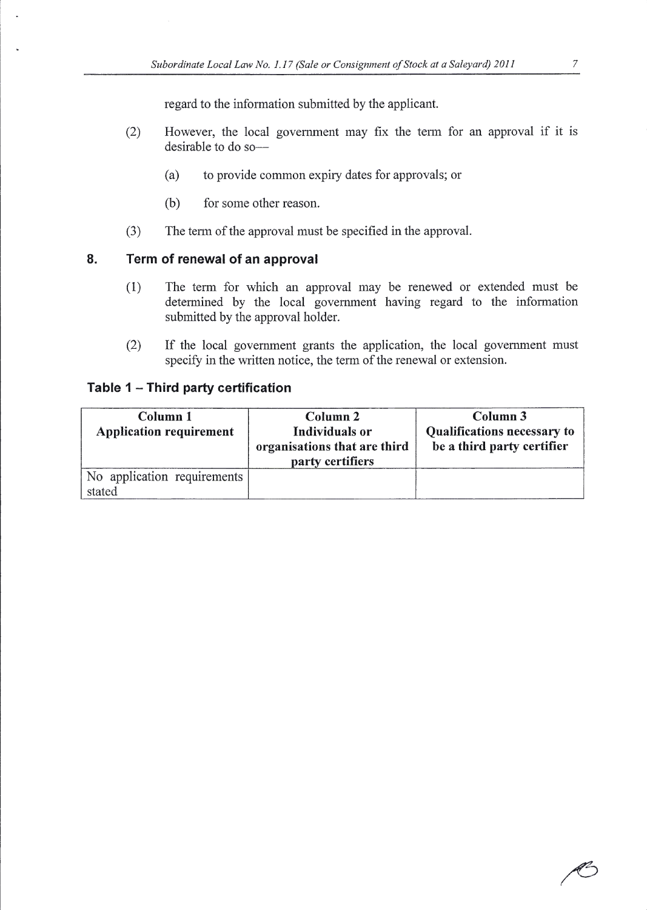regard to the information submitted by the applicant.

(2) However, the local government may fix the term for an approval if it is desirable to do so—

(a) to provide common expiry dates for approvals; or

(b) for some other reason.

(3) The term of the approval must be specified in the approval.

## 8. Term of renewal of an approval

(1) The term for which an approval may be renewed or extended must be determined by the local government having regard to the information submitted by the approval holder.

(2) If the local government grants the application, the local government must specify in the written notice, the term of the renewal or extension.

### Table 1 – Third party certification

| Column 1<br>Application requirement | Column 2<br>Individuals or organisations that are third party certifiers | Column 3<br>Qualifications necessary to be a third party certifier |
|---|---|---|
| No application requirements stated | | |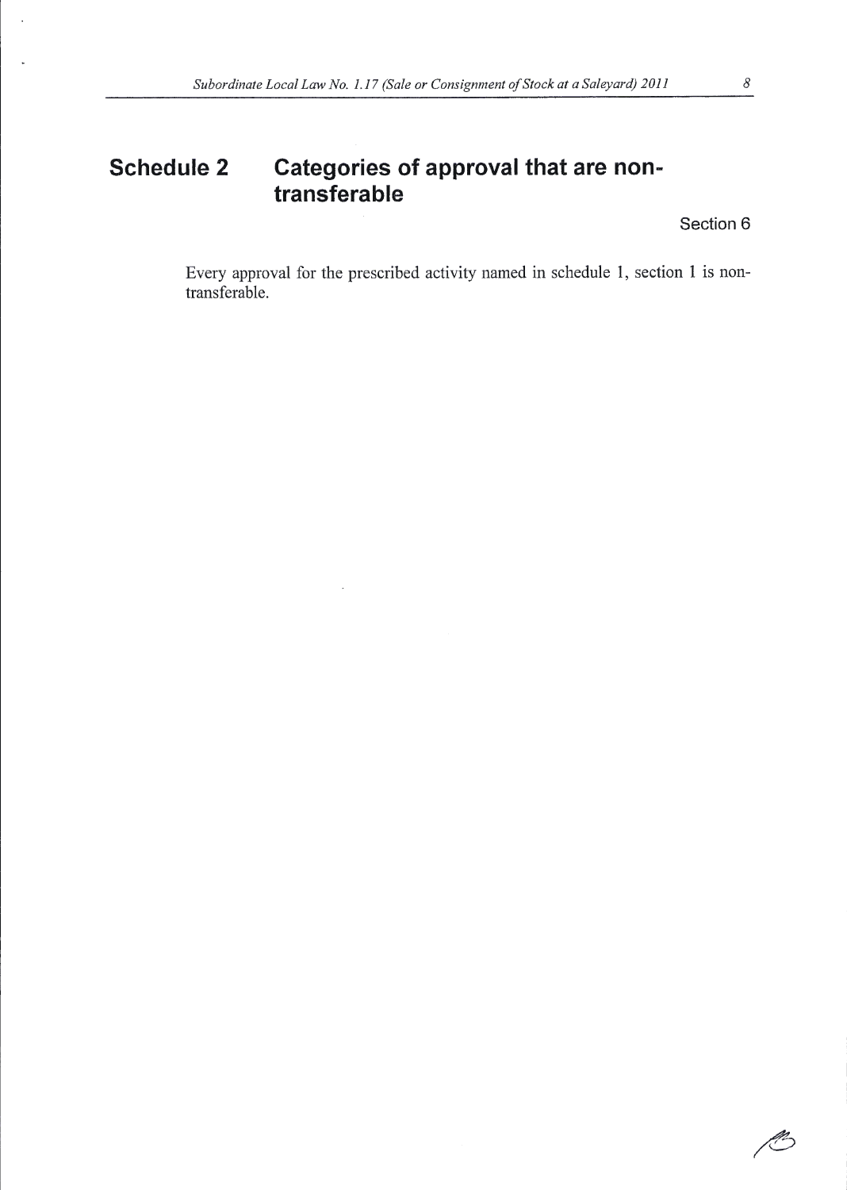# Schedule 2 Categories of approval that are non-transferable

Section 6

Every approval for the prescribed activity named in schedule 1, section 1 is non-transferable.